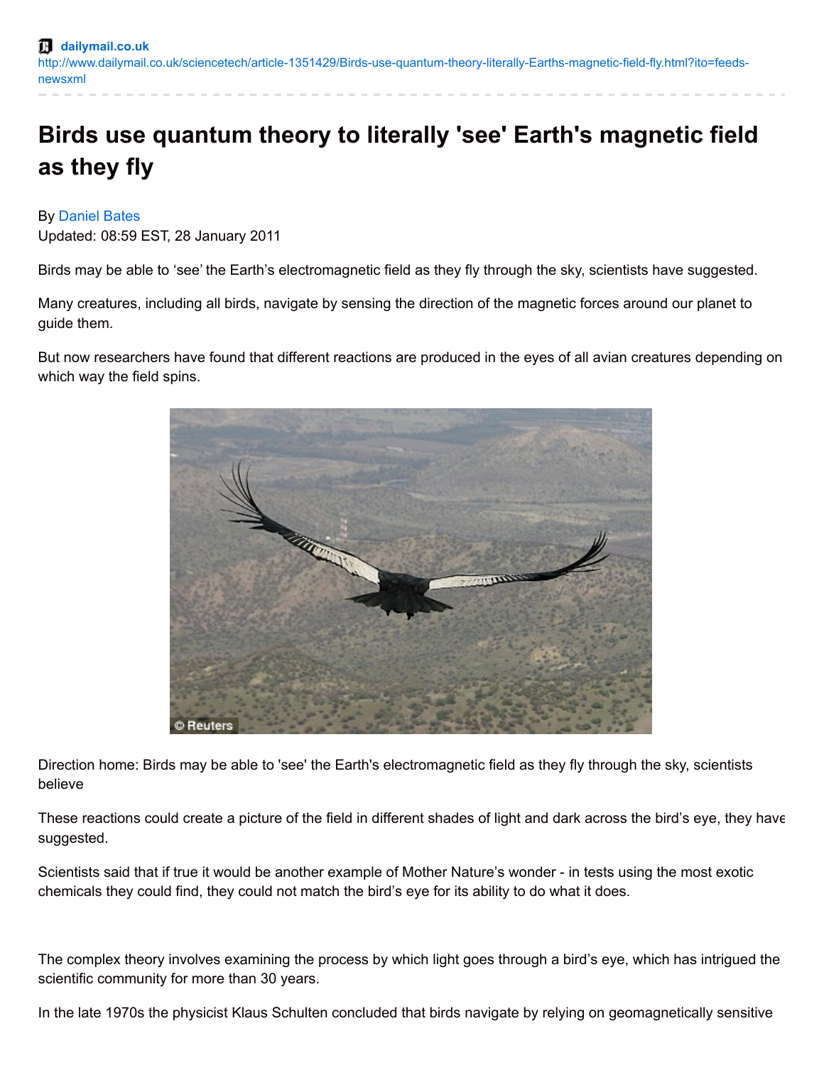dailymail.co.uk
http://www.dailymail.co.uk/sciencetech/article-1351429/Birds-use-quantum-theory-literally-Earths-magnetic-field-fly.html?ito=feeds-newsxml

# Birds use quantum theory to literally 'see' Earth's magnetic field as they fly

By Daniel Bates
Updated: 08:59 EST, 28 January 2011

Birds may be able to 'see' the Earth's electromagnetic field as they fly through the sky, scientists have suggested.

Many creatures, including all birds, navigate by sensing the direction of the magnetic forces around our planet to guide them.

But now researchers have found that different reactions are produced in the eyes of all avian creatures depending on which way the field spins.

© Reuters

Direction home: Birds may be able to 'see' the Earth's electromagnetic field as they fly through the sky, scientists believe

These reactions could create a picture of the field in different shades of light and dark across the bird's eye, they have suggested.

Scientists said that if true it would be another example of Mother Nature's wonder - in tests using the most exotic chemicals they could find, they could not match the bird's eye for its ability to do what it does.

The complex theory involves examining the process by which light goes through a bird's eye, which has intrigued the scientific community for more than 30 years.

In the late 1970s the physicist Klaus Schulten concluded that birds navigate by relying on geomagnetically sensitive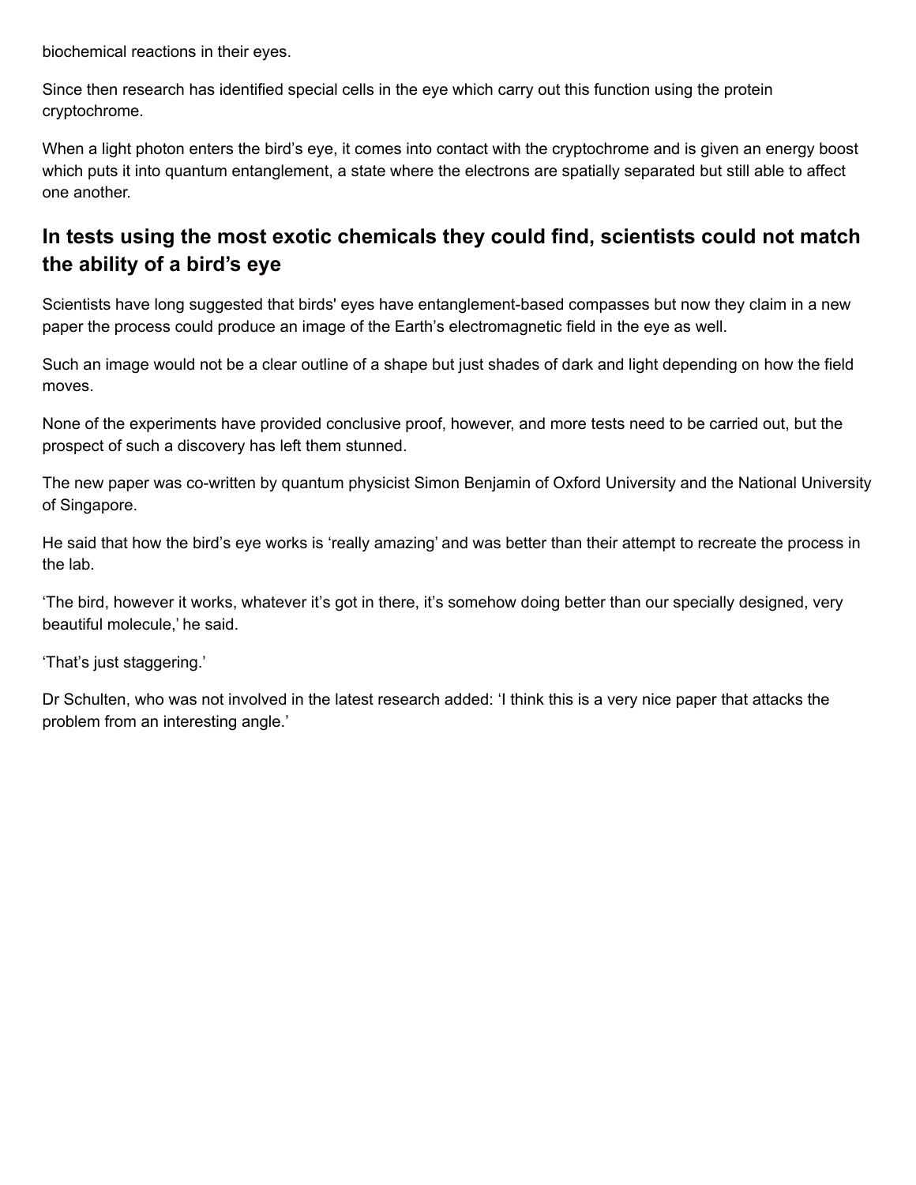biochemical reactions in their eyes.

Since then research has identified special cells in the eye which carry out this function using the protein cryptochrome.

When a light photon enters the bird’s eye, it comes into contact with the cryptochrome and is given an energy boost which puts it into quantum entanglement, a state where the electrons are spatially separated but still able to affect one another.

## In tests using the most exotic chemicals they could find, scientists could not match the ability of a bird’s eye

Scientists have long suggested that birds' eyes have entanglement-based compasses but now they claim in a new paper the process could produce an image of the Earth’s electromagnetic field in the eye as well.

Such an image would not be a clear outline of a shape but just shades of dark and light depending on how the field moves.

None of the experiments have provided conclusive proof, however, and more tests need to be carried out, but the prospect of such a discovery has left them stunned.

The new paper was co-written by quantum physicist Simon Benjamin of Oxford University and the National University of Singapore.

He said that how the bird’s eye works is ‘really amazing’ and was better than their attempt to recreate the process in the lab.

‘The bird, however it works, whatever it’s got in there, it’s somehow doing better than our specially designed, very beautiful molecule,’ he said.

‘That’s just staggering.’

Dr Schulten, who was not involved in the latest research added: ‘I think this is a very nice paper that attacks the problem from an interesting angle.’